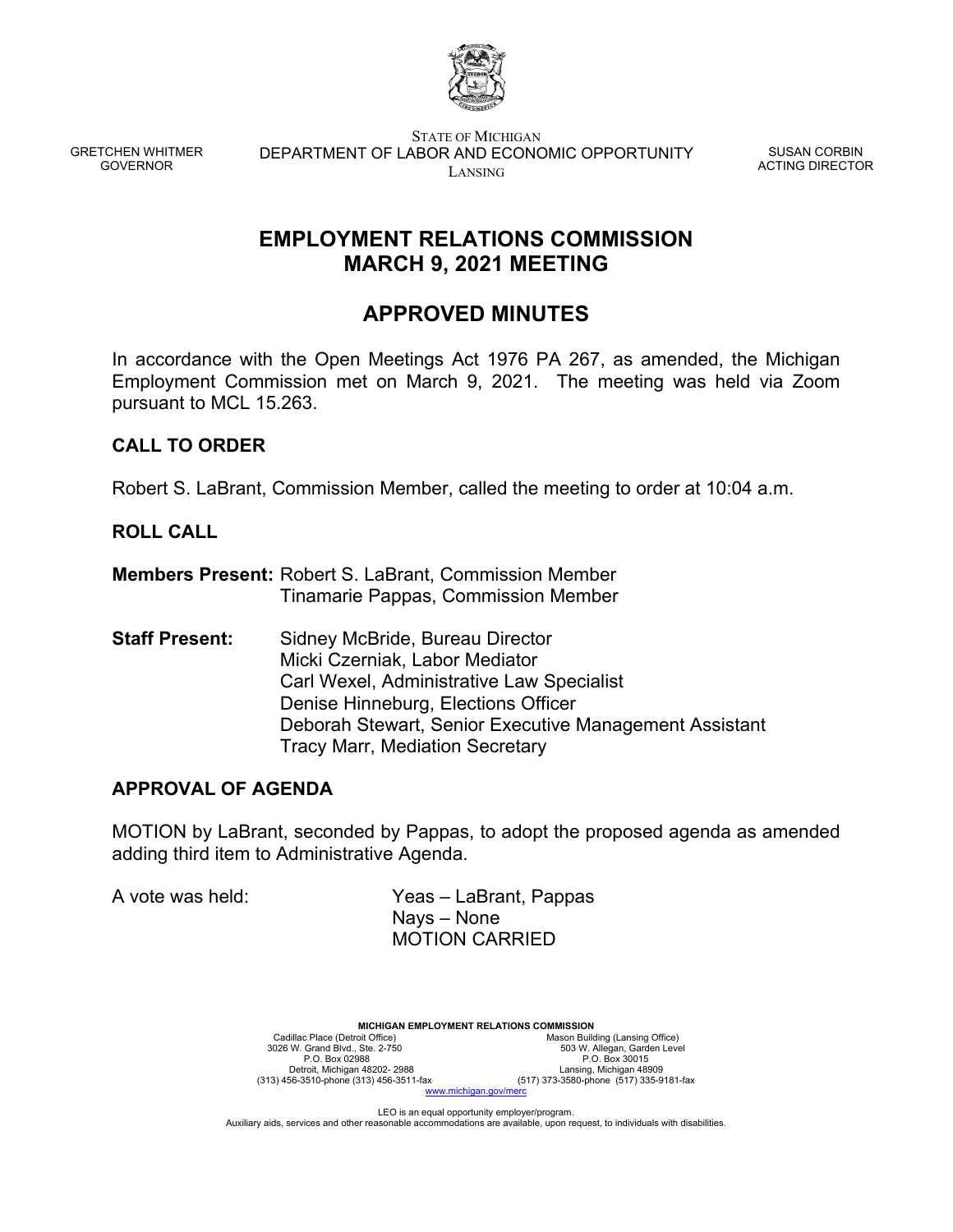GRETCHEN WHITMER
GOVERNOR

STATE OF MICHIGAN
DEPARTMENT OF LABOR AND ECONOMIC OPPORTUNITY
LANSING

SUSAN CORBIN
ACTING DIRECTOR

# EMPLOYMENT RELATIONS COMMISSION
# MARCH 9, 2021 MEETING

# APPROVED MINUTES

In accordance with the Open Meetings Act 1976 PA 267, as amended, the Michigan Employment Commission met on March 9, 2021. The meeting was held via Zoom pursuant to MCL 15.263.

### CALL TO ORDER

Robert S. LaBrant, Commission Member, called the meeting to order at 10:04 a.m.

### ROLL CALL

**Members Present:** Robert S. LaBrant, Commission Member
Tinamarie Pappas, Commission Member

**Staff Present:** Sidney McBride, Bureau Director
Micki Czerniak, Labor Mediator
Carl Wexel, Administrative Law Specialist
Denise Hinneburg, Elections Officer
Deborah Stewart, Senior Executive Management Assistant
Tracy Marr, Mediation Secretary

### APPROVAL OF AGENDA

MOTION by LaBrant, seconded by Pappas, to adopt the proposed agenda as amended adding third item to Administrative Agenda.

A vote was held: Yeas – LaBrant, Pappas
Nays – None
MOTION CARRIED

**MICHIGAN EMPLOYMENT RELATIONS COMMISSION**
Cadillac Place (Detroit Office) 3026 W. Grand Blvd., Ste. 2-750 P.O. Box 02988 Detroit, Michigan 48202- 2988 (313) 456-3510-phone (313) 456-3511-fax
Mason Building (Lansing Office) 503 W. Allegan, Garden Level P.O. Box 30015 Lansing, Michigan 48909 (517) 373-3580-phone (517) 335-9181-fax
www.michigan.gov/merc

LEO is an equal opportunity employer/program.
Auxiliary aids, services and other reasonable accommodations are available, upon request, to individuals with disabilities.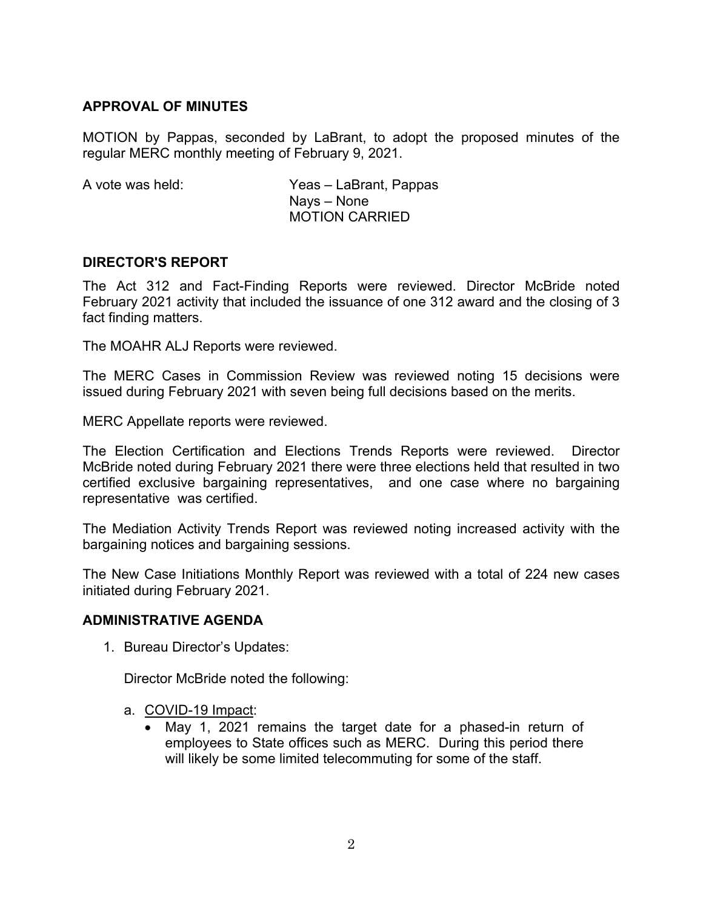## APPROVAL OF MINUTES

MOTION by Pappas, seconded by LaBrant, to adopt the proposed minutes of the regular MERC monthly meeting of February 9, 2021.

A vote was held: Yeas – LaBrant, Pappas
Nays – None
MOTION CARRIED

## DIRECTOR'S REPORT

The Act 312 and Fact-Finding Reports were reviewed. Director McBride noted February 2021 activity that included the issuance of one 312 award and the closing of 3 fact finding matters.

The MOAHR ALJ Reports were reviewed.

The MERC Cases in Commission Review was reviewed noting 15 decisions were issued during February 2021 with seven being full decisions based on the merits.

MERC Appellate reports were reviewed.

The Election Certification and Elections Trends Reports were reviewed. Director McBride noted during February 2021 there were three elections held that resulted in two certified exclusive bargaining representatives, and one case where no bargaining representative was certified.

The Mediation Activity Trends Report was reviewed noting increased activity with the bargaining notices and bargaining sessions.

The New Case Initiations Monthly Report was reviewed with a total of 224 new cases initiated during February 2021.

## ADMINISTRATIVE AGENDA

1. Bureau Director's Updates:

   Director McBride noted the following:

   a. COVID-19 Impact:
      - May 1, 2021 remains the target date for a phased-in return of employees to State offices such as MERC. During this period there will likely be some limited telecommuting for some of the staff.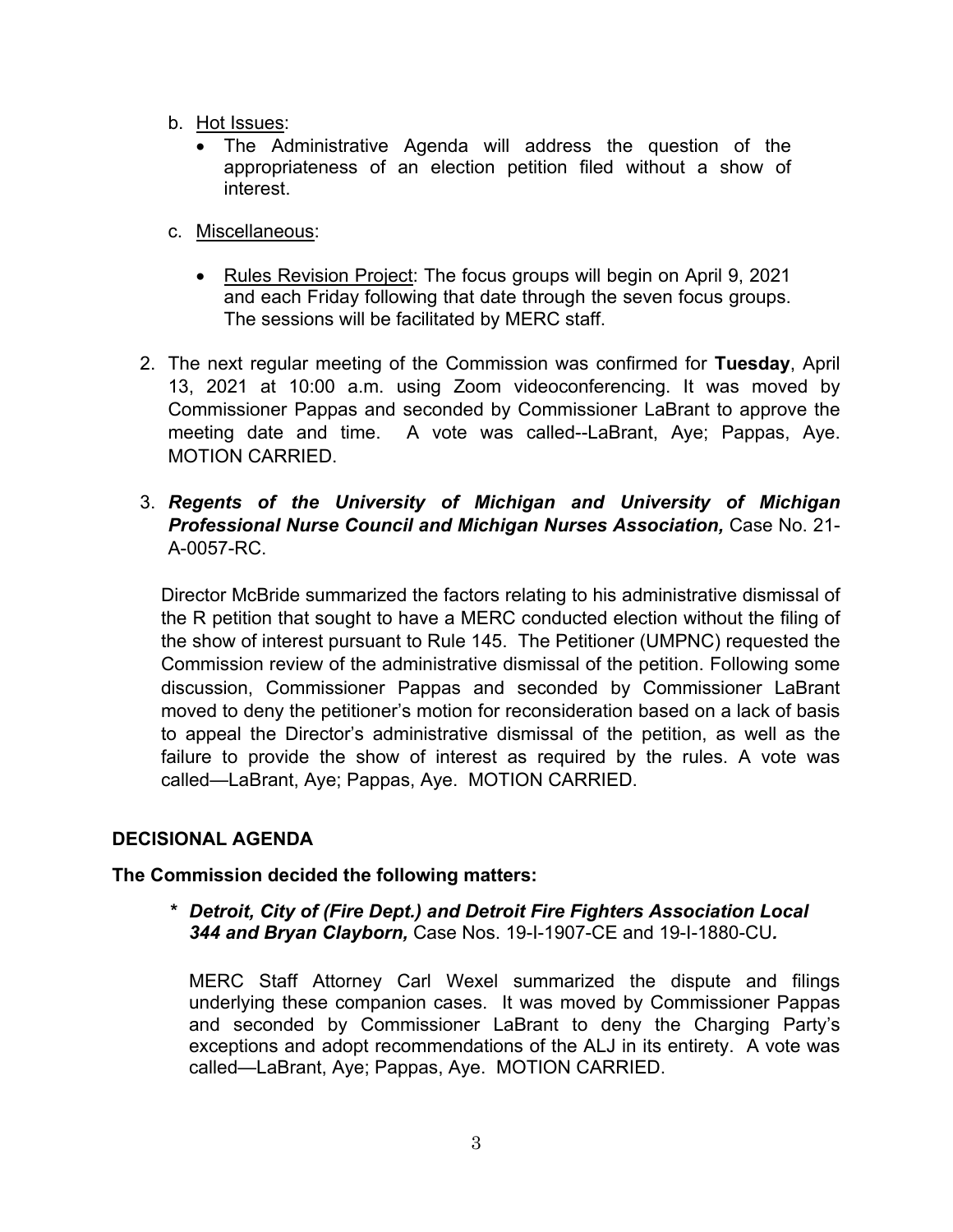b. Hot Issues:
   - The Administrative Agenda will address the question of the appropriateness of an election petition filed without a show of interest.

c. Miscellaneous:
   - Rules Revision Project: The focus groups will begin on April 9, 2021 and each Friday following that date through the seven focus groups. The sessions will be facilitated by MERC staff.

2. The next regular meeting of the Commission was confirmed for **Tuesday**, April 13, 2021 at 10:00 a.m. using Zoom videoconferencing. It was moved by Commissioner Pappas and seconded by Commissioner LaBrant to approve the meeting date and time. A vote was called--LaBrant, Aye; Pappas, Aye. MOTION CARRIED.

3. ***Regents of the University of Michigan and University of Michigan Professional Nurse Council and Michigan Nurses Association,*** Case No. 21-A-0057-RC.

   Director McBride summarized the factors relating to his administrative dismissal of the R petition that sought to have a MERC conducted election without the filing of the show of interest pursuant to Rule 145. The Petitioner (UMPNC) requested the Commission review of the administrative dismissal of the petition. Following some discussion, Commissioner Pappas and seconded by Commissioner LaBrant moved to deny the petitioner's motion for reconsideration based on a lack of basis to appeal the Director's administrative dismissal of the petition, as well as the failure to provide the show of interest as required by the rules. A vote was called—LaBrant, Aye; Pappas, Aye. MOTION CARRIED.

## DECISIONAL AGENDA

**The Commission decided the following matters:**

*** *Detroit, City of (Fire Dept.) and Detroit Fire Fighters Association Local 344 and Bryan Clayborn,*** Case Nos. 19-I-1907-CE and 19-I-1880-CU***.***

MERC Staff Attorney Carl Wexel summarized the dispute and filings underlying these companion cases. It was moved by Commissioner Pappas and seconded by Commissioner LaBrant to deny the Charging Party's exceptions and adopt recommendations of the ALJ in its entirety. A vote was called—LaBrant, Aye; Pappas, Aye. MOTION CARRIED.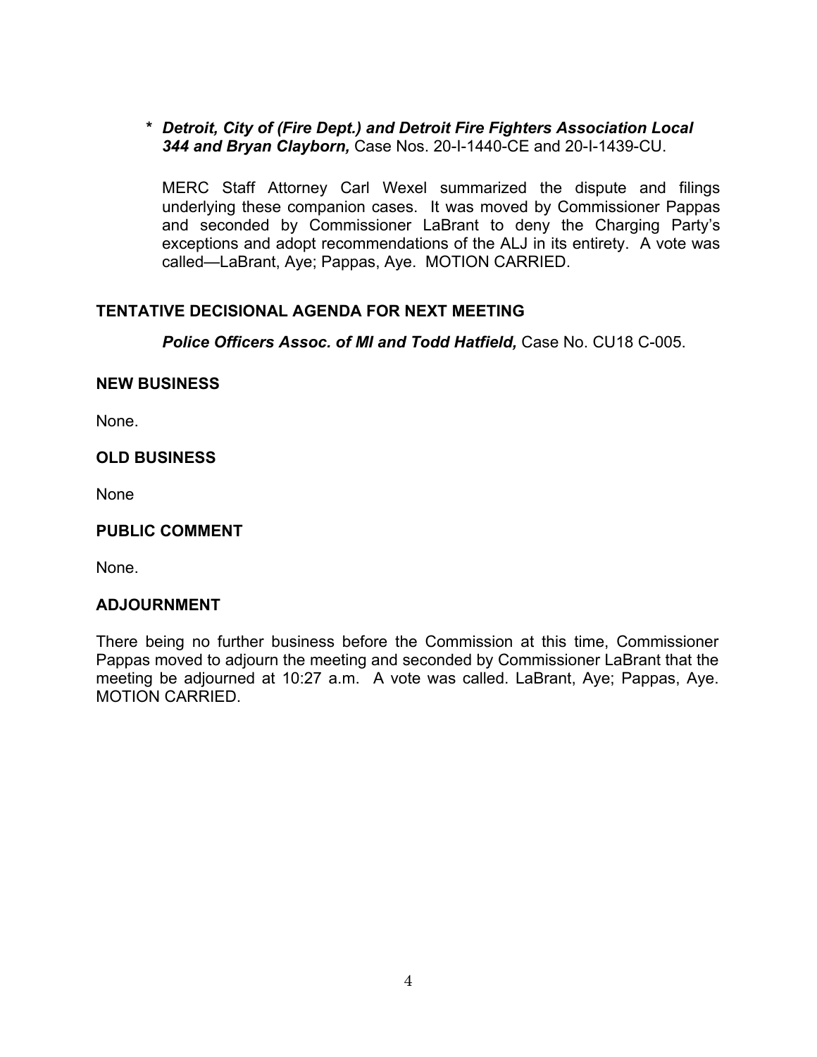\* ***Detroit, City of (Fire Dept.) and Detroit Fire Fighters Association Local 344 and Bryan Clayborn,*** Case Nos. 20-I-1440-CE and 20-I-1439-CU.

MERC Staff Attorney Carl Wexel summarized the dispute and filings underlying these companion cases. It was moved by Commissioner Pappas and seconded by Commissioner LaBrant to deny the Charging Party's exceptions and adopt recommendations of the ALJ in its entirety. A vote was called—LaBrant, Aye; Pappas, Aye. MOTION CARRIED.

**TENTATIVE DECISIONAL AGENDA FOR NEXT MEETING**

***Police Officers Assoc. of MI and Todd Hatfield,*** Case No. CU18 C-005.

**NEW BUSINESS**

None.

**OLD BUSINESS**

None

**PUBLIC COMMENT**

None.

**ADJOURNMENT**

There being no further business before the Commission at this time, Commissioner Pappas moved to adjourn the meeting and seconded by Commissioner LaBrant that the meeting be adjourned at 10:27 a.m. A vote was called. LaBrant, Aye; Pappas, Aye. MOTION CARRIED.